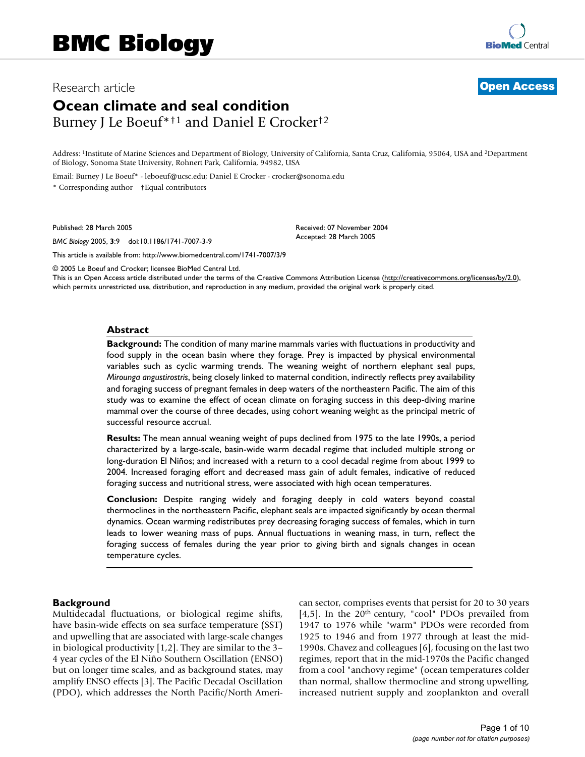# BMC Biology

Research article

**Open Access**

# Ocean climate and seal condition

Burney J Le Boeuf*†1 and Daniel E Crocker†2

Address: [1]Institute of Marine Sciences and Department of Biology, University of California, Santa Cruz, California, 95064, USA and [2]Department of Biology, Sonoma State University, Rohnert Park, California, 94982, USA

Email: Burney J Le Boeuf* - leboeuf@ucsc.edu; Daniel E Crocker - crocker@sonoma.edu

\* Corresponding author †Equal contributors

Published: 28 March 2005

*BMC Biology* 2005, **3**:9 doi:10.1186/1741-7007-3-9

Received: 07 November 2004
Accepted: 28 March 2005

This article is available from: http://www.biomedcentral.com/1741-7007/3/9

© 2005 Le Boeuf and Crocker; licensee BioMed Central Ltd.
This is an Open Access article distributed under the terms of the Creative Commons Attribution License (http://creativecommons.org/licenses/by/2.0), which permits unrestricted use, distribution, and reproduction in any medium, provided the original work is properly cited.

## Abstract

**Background:** The condition of many marine mammals varies with fluctuations in productivity and food supply in the ocean basin where they forage. Prey is impacted by physical environmental variables such as cyclic warming trends. The weaning weight of northern elephant seal pups, *Mirounga angustirostris*, being closely linked to maternal condition, indirectly reflects prey availability and foraging success of pregnant females in deep waters of the northeastern Pacific. The aim of this study was to examine the effect of ocean climate on foraging success in this deep-diving marine mammal over the course of three decades, using cohort weaning weight as the principal metric of successful resource accrual.

**Results:** The mean annual weaning weight of pups declined from 1975 to the late 1990s, a period characterized by a large-scale, basin-wide warm decadal regime that included multiple strong or long-duration El Niños; and increased with a return to a cool decadal regime from about 1999 to 2004. Increased foraging effort and decreased mass gain of adult females, indicative of reduced foraging success and nutritional stress, were associated with high ocean temperatures.

**Conclusion:** Despite ranging widely and foraging deeply in cold waters beyond coastal thermoclines in the northeastern Pacific, elephant seals are impacted significantly by ocean thermal dynamics. Ocean warming redistributes prey decreasing foraging success of females, which in turn leads to lower weaning mass of pups. Annual fluctuations in weaning mass, in turn, reflect the foraging success of females during the year prior to giving birth and signals changes in ocean temperature cycles.

## Background

Multidecadal fluctuations, or biological regime shifts, have basin-wide effects on sea surface temperature (SST) and upwelling that are associated with large-scale changes in biological productivity [1,2]. They are similar to the 3–4 year cycles of the El Niño Southern Oscillation (ENSO) but on longer time scales, and as background states, may amplify ENSO effects [3]. The Pacific Decadal Oscillation (PDO), which addresses the North Pacific/North American sector, comprises events that persist for 20 to 30 years [4,5]. In the 20$^{th}$ century, "cool" PDOs prevailed from 1947 to 1976 while "warm" PDOs were recorded from 1925 to 1946 and from 1977 through at least the mid-1990s. Chavez and colleagues [6], focusing on the last two regimes, report that in the mid-1970s the Pacific changed from a cool "anchovy regime" (ocean temperatures colder than normal, shallow thermocline and strong upwelling, increased nutrient supply and zooplankton and overall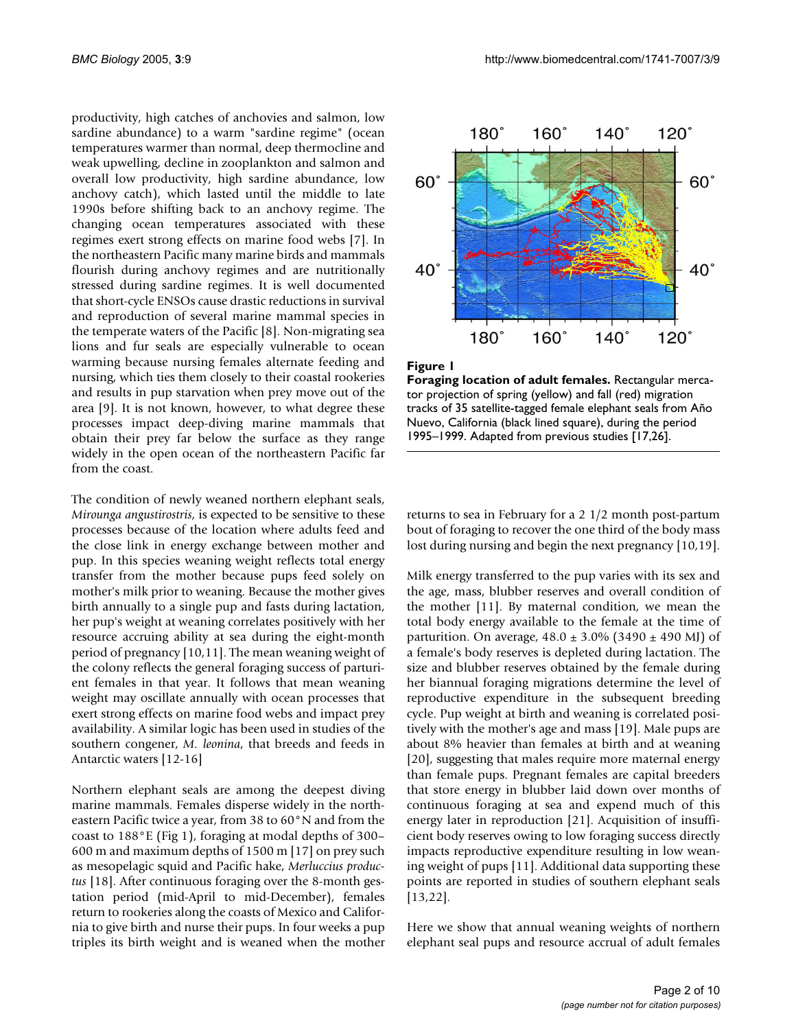productivity, high catches of anchovies and salmon, low sardine abundance) to a warm "sardine regime" (ocean temperatures warmer than normal, deep thermocline and weak upwelling, decline in zooplankton and salmon and overall low productivity, high sardine abundance, low anchovy catch), which lasted until the middle to late 1990s before shifting back to an anchovy regime. The changing ocean temperatures associated with these regimes exert strong effects on marine food webs [7]. In the northeastern Pacific many marine birds and mammals flourish during anchovy regimes and are nutritionally stressed during sardine regimes. It is well documented that short-cycle ENSOs cause drastic reductions in survival and reproduction of several marine mammal species in the temperate waters of the Pacific [8]. Non-migrating sea lions and fur seals are especially vulnerable to ocean warming because nursing females alternate feeding and nursing, which ties them closely to their coastal rookeries and results in pup starvation when prey move out of the area [9]. It is not known, however, to what degree these processes impact deep-diving marine mammals that obtain their prey far below the surface as they range widely in the open ocean of the northeastern Pacific far from the coast.

The condition of newly weaned northern elephant seals, *Mirounga angustirostris*, is expected to be sensitive to these processes because of the location where adults feed and the close link in energy exchange between mother and pup. In this species weaning weight reflects total energy transfer from the mother because pups feed solely on mother's milk prior to weaning. Because the mother gives birth annually to a single pup and fasts during lactation, her pup's weight at weaning correlates positively with her resource accruing ability at sea during the eight-month period of pregnancy [10,11]. The mean weaning weight of the colony reflects the general foraging success of parturient females in that year. It follows that mean weaning weight may oscillate annually with ocean processes that exert strong effects on marine food webs and impact prey availability. A similar logic has been used in studies of the southern congener, *M. leonina*, that breeds and feeds in Antarctic waters [12-16]

Northern elephant seals are among the deepest diving marine mammals. Females disperse widely in the northeastern Pacific twice a year, from 38 to 60°N and from the coast to 188°E (Fig 1), foraging at modal depths of 300–600 m and maximum depths of 1500 m [17] on prey such as mesopelagic squid and Pacific hake, *Merluccius productus* [18]. After continuous foraging over the 8-month gestation period (mid-April to mid-December), females return to rookeries along the coasts of Mexico and California to give birth and nurse their pups. In four weeks a pup triples its birth weight and is weaned when the mother returns to sea in February for a 2 1/2 month post-partum bout of foraging to recover the one third of the body mass lost during nursing and begin the next pregnancy [10,19].

180° 160° 140° 120°
60° 60°
40° 40°
180° 160° 140° 120°

**Figure 1**
**Foraging location of adult females.** Rectangular mercator projection of spring (yellow) and fall (red) migration tracks of 35 satellite-tagged female elephant seals from Año Nuevo, California (black lined square), during the period 1995–1999. Adapted from previous studies [17,26].

Milk energy transferred to the pup varies with its sex and the age, mass, blubber reserves and overall condition of the mother [11]. By maternal condition, we mean the total body energy available to the female at the time of parturition. On average, 48.0 ± 3.0% (3490 ± 490 MJ) of a female's body reserves is depleted during lactation. The size and blubber reserves obtained by the female during her biannual foraging migrations determine the level of reproductive expenditure in the subsequent breeding cycle. Pup weight at birth and weaning is correlated positively with the mother's age and mass [19]. Male pups are about 8% heavier than females at birth and at weaning [20], suggesting that males require more maternal energy than female pups. Pregnant females are capital breeders that store energy in blubber laid down over months of continuous foraging at sea and expend much of this energy later in reproduction [21]. Acquisition of insufficient body reserves owing to low foraging success directly impacts reproductive expenditure resulting in low weaning weight of pups [11]. Additional data supporting these points are reported in studies of southern elephant seals [13,22].

Here we show that annual weaning weights of northern elephant seal pups and resource accrual of adult females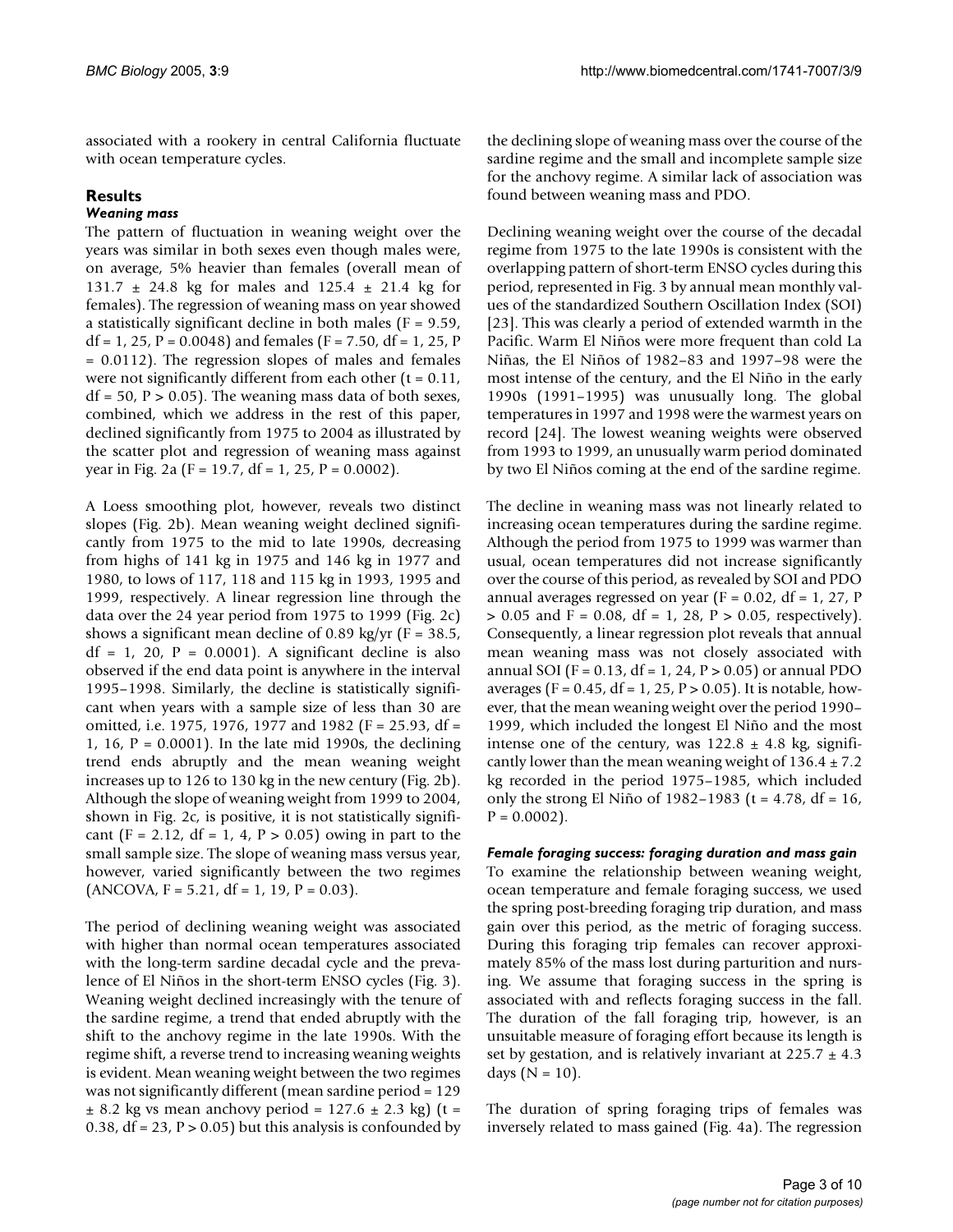associated with a rookery in central California fluctuate with ocean temperature cycles.

## Results

### *Weaning mass*

The pattern of fluctuation in weaning weight over the years was similar in both sexes even though males were, on average, 5% heavier than females (overall mean of 131.7 ± 24.8 kg for males and 125.4 ± 21.4 kg for females). The regression of weaning mass on year showed a statistically significant decline in both males ($F = 9.59$, $df = 1, 25$, $P = 0.0048$) and females ($F = 7.50$, $df = 1, 25$, $P = 0.0112$). The regression slopes of males and females were not significantly different from each other ($t = 0.11$, $df = 50$, $P > 0.05$). The weaning mass data of both sexes, combined, which we address in the rest of this paper, declined significantly from 1975 to 2004 as illustrated by the scatter plot and regression of weaning mass against year in Fig. 2a ($F = 19.7$, $df = 1, 25$, $P = 0.0002$).

A Loess smoothing plot, however, reveals two distinct slopes (Fig. 2b). Mean weaning weight declined significantly from 1975 to the mid to late 1990s, decreasing from highs of 141 kg in 1975 and 146 kg in 1977 and 1980, to lows of 117, 118 and 115 kg in 1993, 1995 and 1999, respectively. A linear regression line through the data over the 24 year period from 1975 to 1999 (Fig. 2c) shows a significant mean decline of 0.89 kg/yr ($F = 38.5$, $df = 1, 20$, $P = 0.0001$). A significant decline is also observed if the end data point is anywhere in the interval 1995–1998. Similarly, the decline is statistically significant when years with a sample size of less than 30 are omitted, i.e. 1975, 1976, 1977 and 1982 ($F = 25.93$, $df = 1, 16$, $P = 0.0001$). In the late mid 1990s, the declining trend ends abruptly and the mean weaning weight increases up to 126 to 130 kg in the new century (Fig. 2b). Although the slope of weaning weight from 1999 to 2004, shown in Fig. 2c, is positive, it is not statistically significant ($F = 2.12$, $df = 1, 4$, $P > 0.05$) owing in part to the small sample size. The slope of weaning mass versus year, however, varied significantly between the two regimes (ANCOVA, $F = 5.21$, $df = 1, 19$, $P = 0.03$).

The period of declining weaning weight was associated with higher than normal ocean temperatures associated with the long-term sardine decadal cycle and the prevalence of El Niños in the short-term ENSO cycles (Fig. 3). Weaning weight declined increasingly with the tenure of the sardine regime, a trend that ended abruptly with the shift to the anchovy regime in the late 1990s. With the regime shift, a reverse trend to increasing weaning weights is evident. Mean weaning weight between the two regimes was not significantly different (mean sardine period = 129 ± 8.2 kg vs mean anchovy period = 127.6 ± 2.3 kg) ($t = 0.38$, $df = 23$, $P > 0.05$) but this analysis is confounded by the declining slope of weaning mass over the course of the sardine regime and the small and incomplete sample size for the anchovy regime. A similar lack of association was found between weaning mass and PDO.

Declining weaning weight over the course of the decadal regime from 1975 to the late 1990s is consistent with the overlapping pattern of short-term ENSO cycles during this period, represented in Fig. 3 by annual mean monthly values of the standardized Southern Oscillation Index (SOI) [23]. This was clearly a period of extended warmth in the Pacific. Warm El Niños were more frequent than cold La Niñas, the El Niños of 1982–83 and 1997–98 were the most intense of the century, and the El Niño in the early 1990s (1991–1995) was unusually long. The global temperatures in 1997 and 1998 were the warmest years on record [24]. The lowest weaning weights were observed from 1993 to 1999, an unusually warm period dominated by two El Niños coming at the end of the sardine regime.

The decline in weaning mass was not linearly related to increasing ocean temperatures during the sardine regime. Although the period from 1975 to 1999 was warmer than usual, ocean temperatures did not increase significantly over the course of this period, as revealed by SOI and PDO annual averages regressed on year ($F = 0.02$, $df = 1, 27$, $P > 0.05$ and $F = 0.08$, $df = 1, 28$, $P > 0.05$, respectively). Consequently, a linear regression plot reveals that annual mean weaning mass was not closely associated with annual SOI ($F = 0.13$, $df = 1, 24$, $P > 0.05$) or annual PDO averages ($F = 0.45$, $df = 1, 25$, $P > 0.05$). It is notable, however, that the mean weaning weight over the period 1990–1999, which included the longest El Niño and the most intense one of the century, was 122.8 ± 4.8 kg, significantly lower than the mean weaning weight of 136.4 ± 7.2 kg recorded in the period 1975–1985, which included only the strong El Niño of 1982–1983 ($t = 4.78$, $df = 16$, $P = 0.0002$).

### *Female foraging success: foraging duration and mass gain*

To examine the relationship between weaning weight, ocean temperature and female foraging success, we used the spring post-breeding foraging trip duration, and mass gain over this period, as the metric of foraging success. During this foraging trip females can recover approximately 85% of the mass lost during parturition and nursing. We assume that foraging success in the spring is associated with and reflects foraging success in the fall. The duration of the fall foraging trip, however, is an unsuitable measure of foraging effort because its length is set by gestation, and is relatively invariant at 225.7 ± 4.3 days ($N = 10$).

The duration of spring foraging trips of females was inversely related to mass gained (Fig. 4a). The regression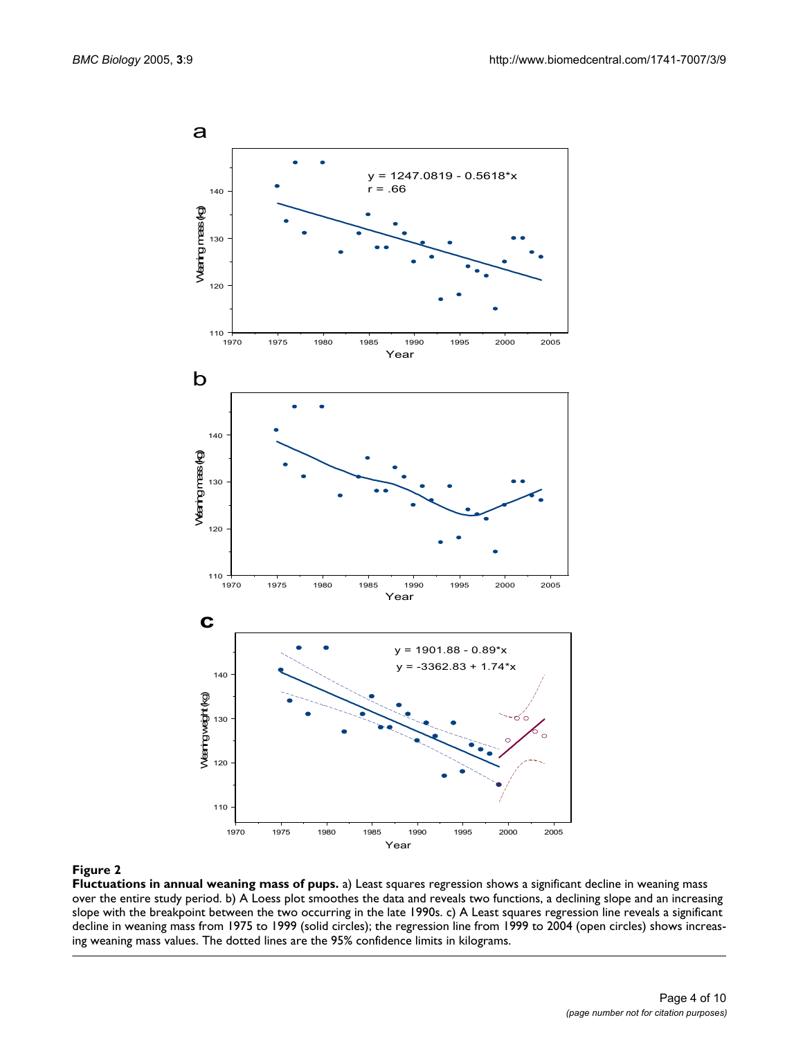**Figure 2**

**Fluctuations in annual weaning mass of pups.** a) Least squares regression shows a significant decline in weaning mass over the entire study period. b) A Loess plot smoothes the data and reveals two functions, a declining slope and an increasing slope with the breakpoint between the two occurring in the late 1990s. c) A Least squares regression line reveals a significant decline in weaning mass from 1975 to 1999 (solid circles); the regression line from 1999 to 2004 (open circles) shows increasing weaning mass values. The dotted lines are the 95% confidence limits in kilograms.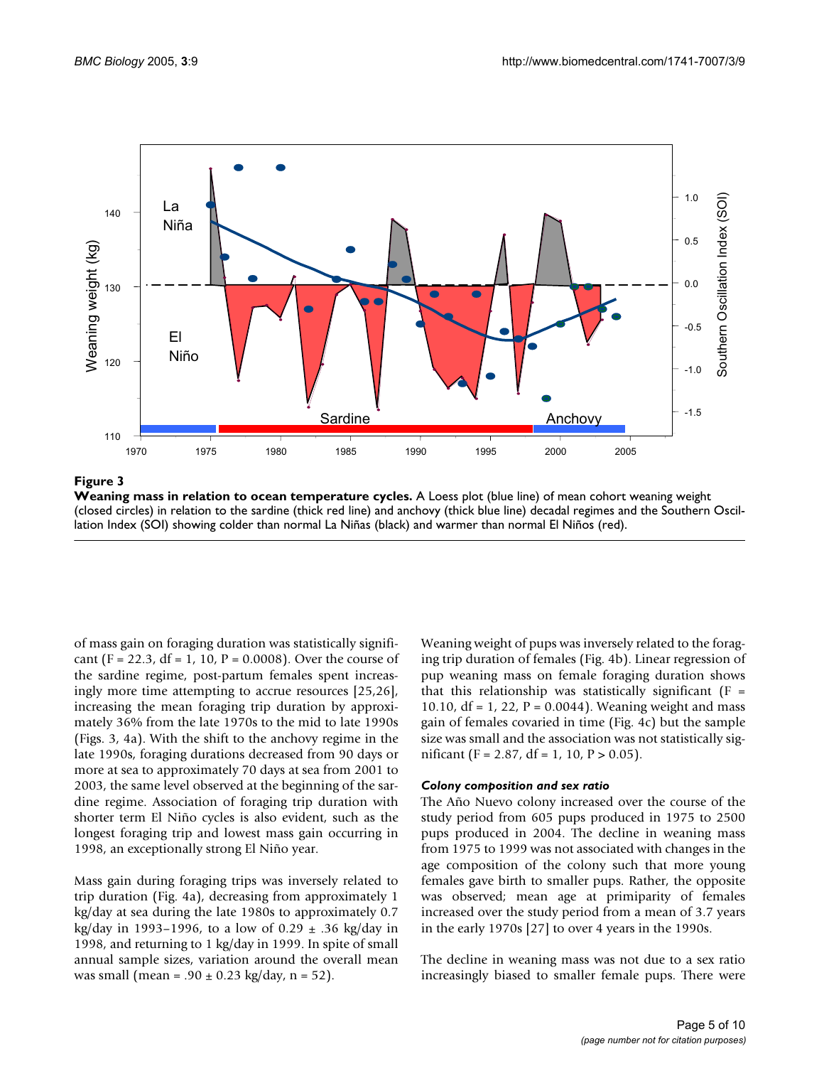**Figure 3**

**Weaning mass in relation to ocean temperature cycles.** A Loess plot (blue line) of mean cohort weaning weight (closed circles) in relation to the sardine (thick red line) and anchovy (thick blue line) decadal regimes and the Southern Oscillation Index (SOI) showing colder than normal La Niñas (black) and warmer than normal El Niños (red).

of mass gain on foraging duration was statistically significant ($F = 22.3$, $df = 1, 10$, $P = 0.0008$). Over the course of the sardine regime, post-partum females spent increasingly more time attempting to accrue resources [25,26], increasing the mean foraging trip duration by approximately 36% from the late 1970s to the mid to late 1990s (Figs. 3, 4a). With the shift to the anchovy regime in the late 1990s, foraging durations decreased from 90 days or more at sea to approximately 70 days at sea from 2001 to 2003, the same level observed at the beginning of the sardine regime. Association of foraging trip duration with shorter term El Niño cycles is also evident, such as the longest foraging trip and lowest mass gain occurring in 1998, an exceptionally strong El Niño year.

Mass gain during foraging trips was inversely related to trip duration (Fig. 4a), decreasing from approximately 1 kg/day at sea during the late 1980s to approximately 0.7 kg/day in 1993–1996, to a low of $0.29 \pm .36$ kg/day in 1998, and returning to 1 kg/day in 1999. In spite of small annual sample sizes, variation around the overall mean was small (mean = $.90 \pm 0.23$ kg/day, $n = 52$).

Weaning weight of pups was inversely related to the foraging trip duration of females (Fig. 4b). Linear regression of pup weaning mass on female foraging duration shows that this relationship was statistically significant ($F = 10.10$, $df = 1, 22$, $P = 0.0044$). Weaning weight and mass gain of females covaried in time (Fig. 4c) but the sample size was small and the association was not statistically significant ($F = 2.87$, $df = 1, 10$, $P > 0.05$).

### *Colony composition and sex ratio*

The Año Nuevo colony increased over the course of the study period from 605 pups produced in 1975 to 2500 pups produced in 2004. The decline in weaning mass from 1975 to 1999 was not associated with changes in the age composition of the colony such that more young females gave birth to smaller pups. Rather, the opposite was observed; mean age at primiparity of females increased over the study period from a mean of 3.7 years in the early 1970s [27] to over 4 years in the 1990s.

The decline in weaning mass was not due to a sex ratio increasingly biased to smaller female pups. There were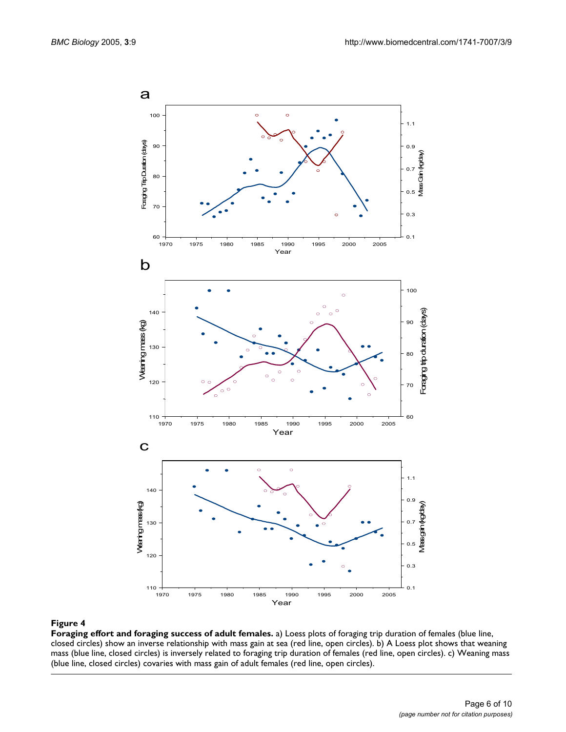**Figure 4**

**Foraging effort and foraging success of adult females.** a) Loess plots of foraging trip duration of females (blue line, closed circles) show an inverse relationship with mass gain at sea (red line, open circles). b) A Loess plot shows that weaning mass (blue line, closed circles) is inversely related to foraging trip duration of females (red line, open circles). c) Weaning mass (blue line, closed circles) covaries with mass gain of adult females (red line, open circles).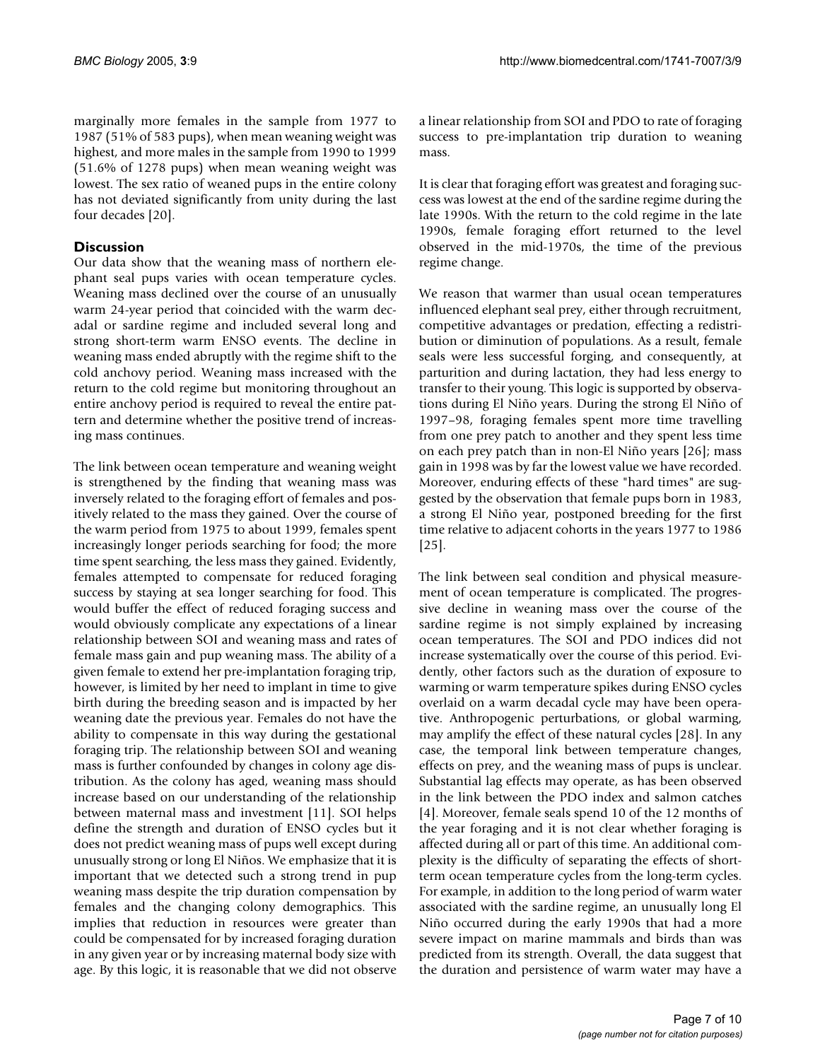marginally more females in the sample from 1977 to 1987 (51% of 583 pups), when mean weaning weight was highest, and more males in the sample from 1990 to 1999 (51.6% of 1278 pups) when mean weaning weight was lowest. The sex ratio of weaned pups in the entire colony has not deviated significantly from unity during the last four decades [20].

## Discussion

Our data show that the weaning mass of northern elephant seal pups varies with ocean temperature cycles. Weaning mass declined over the course of an unusually warm 24-year period that coincided with the warm decadal or sardine regime and included several long and strong short-term warm ENSO events. The decline in weaning mass ended abruptly with the regime shift to the cold anchovy period. Weaning mass increased with the return to the cold regime but monitoring throughout an entire anchovy period is required to reveal the entire pattern and determine whether the positive trend of increasing mass continues.

The link between ocean temperature and weaning weight is strengthened by the finding that weaning mass was inversely related to the foraging effort of females and positively related to the mass they gained. Over the course of the warm period from 1975 to about 1999, females spent increasingly longer periods searching for food; the more time spent searching, the less mass they gained. Evidently, females attempted to compensate for reduced foraging success by staying at sea longer searching for food. This would buffer the effect of reduced foraging success and would obviously complicate any expectations of a linear relationship between SOI and weaning mass and rates of female mass gain and pup weaning mass. The ability of a given female to extend her pre-implantation foraging trip, however, is limited by her need to implant in time to give birth during the breeding season and is impacted by her weaning date the previous year. Females do not have the ability to compensate in this way during the gestational foraging trip. The relationship between SOI and weaning mass is further confounded by changes in colony age distribution. As the colony has aged, weaning mass should increase based on our understanding of the relationship between maternal mass and investment [11]. SOI helps define the strength and duration of ENSO cycles but it does not predict weaning mass of pups well except during unusually strong or long El Niños. We emphasize that it is important that we detected such a strong trend in pup weaning mass despite the trip duration compensation by females and the changing colony demographics. This implies that reduction in resources were greater than could be compensated for by increased foraging duration in any given year or by increasing maternal body size with age. By this logic, it is reasonable that we did not observe a linear relationship from SOI and PDO to rate of foraging success to pre-implantation trip duration to weaning mass.

It is clear that foraging effort was greatest and foraging success was lowest at the end of the sardine regime during the late 1990s. With the return to the cold regime in the late 1990s, female foraging effort returned to the level observed in the mid-1970s, the time of the previous regime change.

We reason that warmer than usual ocean temperatures influenced elephant seal prey, either through recruitment, competitive advantages or predation, effecting a redistribution or diminution of populations. As a result, female seals were less successful forging, and consequently, at parturition and during lactation, they had less energy to transfer to their young. This logic is supported by observations during El Niño years. During the strong El Niño of 1997–98, foraging females spent more time travelling from one prey patch to another and they spent less time on each prey patch than in non-El Niño years [26]; mass gain in 1998 was by far the lowest value we have recorded. Moreover, enduring effects of these "hard times" are suggested by the observation that female pups born in 1983, a strong El Niño year, postponed breeding for the first time relative to adjacent cohorts in the years 1977 to 1986 [25].

The link between seal condition and physical measurement of ocean temperature is complicated. The progressive decline in weaning mass over the course of the sardine regime is not simply explained by increasing ocean temperatures. The SOI and PDO indices did not increase systematically over the course of this period. Evidently, other factors such as the duration of exposure to warming or warm temperature spikes during ENSO cycles overlaid on a warm decadal cycle may have been operative. Anthropogenic perturbations, or global warming, may amplify the effect of these natural cycles [28]. In any case, the temporal link between temperature changes, effects on prey, and the weaning mass of pups is unclear. Substantial lag effects may operate, as has been observed in the link between the PDO index and salmon catches [4]. Moreover, female seals spend 10 of the 12 months of the year foraging and it is not clear whether foraging is affected during all or part of this time. An additional complexity is the difficulty of separating the effects of short-term ocean temperature cycles from the long-term cycles. For example, in addition to the long period of warm water associated with the sardine regime, an unusually long El Niño occurred during the early 1990s that had a more severe impact on marine mammals and birds than was predicted from its strength. Overall, the data suggest that the duration and persistence of warm water may have a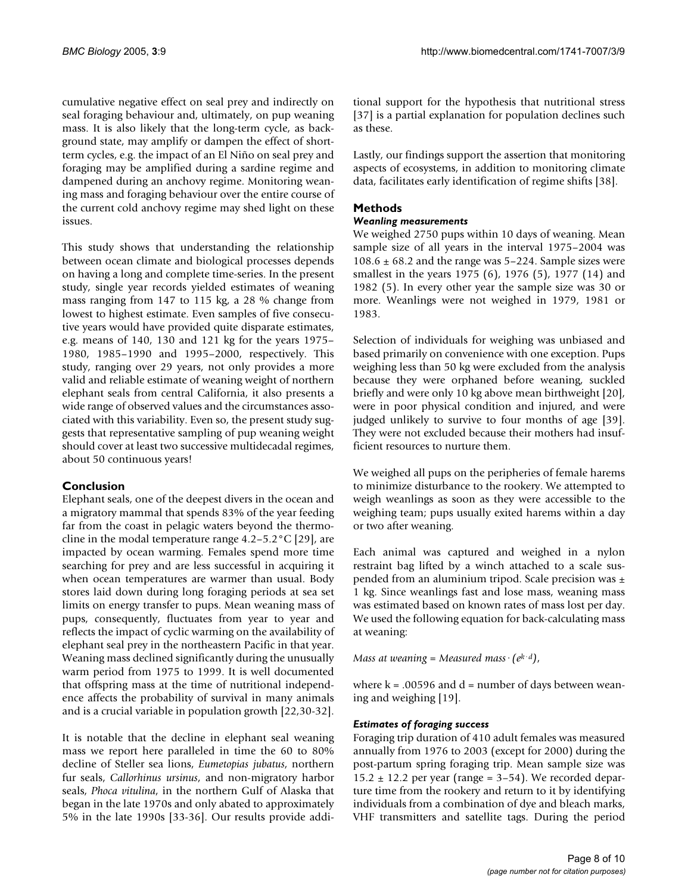cumulative negative effect on seal prey and indirectly on seal foraging behaviour and, ultimately, on pup weaning mass. It is also likely that the long-term cycle, as background state, may amplify or dampen the effect of short-term cycles, e.g. the impact of an El Niño on seal prey and foraging may be amplified during a sardine regime and dampened during an anchovy regime. Monitoring weaning mass and foraging behaviour over the entire course of the current cold anchovy regime may shed light on these issues.

This study shows that understanding the relationship between ocean climate and biological processes depends on having a long and complete time-series. In the present study, single year records yielded estimates of weaning mass ranging from 147 to 115 kg, a 28 % change from lowest to highest estimate. Even samples of five consecutive years would have provided quite disparate estimates, e.g. means of 140, 130 and 121 kg for the years 1975–1980, 1985–1990 and 1995–2000, respectively. This study, ranging over 29 years, not only provides a more valid and reliable estimate of weaning weight of northern elephant seals from central California, it also presents a wide range of observed values and the circumstances associated with this variability. Even so, the present study suggests that representative sampling of pup weaning weight should cover at least two successive multidecadal regimes, about 50 continuous years!

## Conclusion

Elephant seals, one of the deepest divers in the ocean and a migratory mammal that spends 83% of the year feeding far from the coast in pelagic waters beyond the thermocline in the modal temperature range 4.2–5.2°C [29], are impacted by ocean warming. Females spend more time searching for prey and are less successful in acquiring it when ocean temperatures are warmer than usual. Body stores laid down during long foraging periods at sea set limits on energy transfer to pups. Mean weaning mass of pups, consequently, fluctuates from year to year and reflects the impact of cyclic warming on the availability of elephant seal prey in the northeastern Pacific in that year. Weaning mass declined significantly during the unusually warm period from 1975 to 1999. It is well documented that offspring mass at the time of nutritional independence affects the probability of survival in many animals and is a crucial variable in population growth [22,30-32].

It is notable that the decline in elephant seal weaning mass we report here paralleled in time the 60 to 80% decline of Steller sea lions, *Eumetopias jubatus*, northern fur seals, *Callorhinus ursinus*, and non-migratory harbor seals, *Phoca vitulina*, in the northern Gulf of Alaska that began in the late 1970s and only abated to approximately 5% in the late 1990s [33-36]. Our results provide additional support for the hypothesis that nutritional stress [37] is a partial explanation for population declines such as these.

Lastly, our findings support the assertion that monitoring aspects of ecosystems, in addition to monitoring climate data, facilitates early identification of regime shifts [38].

## Methods

### *Weaning measurements*

We weighed 2750 pups within 10 days of weaning. Mean sample size of all years in the interval 1975–2004 was $108.6 \pm 68.2$ and the range was 5–224. Sample sizes were smallest in the years 1975 (6), 1976 (5), 1977 (14) and 1982 (5). In every other year the sample size was 30 or more. Weanlings were not weighed in 1979, 1981 or 1983.

Selection of individuals for weighing was unbiased and based primarily on convenience with one exception. Pups weighing less than 50 kg were excluded from the analysis because they were orphaned before weaning, suckled briefly and were only 10 kg above mean birthweight [20], were in poor physical condition and injured, and were judged unlikely to survive to four months of age [39]. They were not excluded because their mothers had insufficient resources to nurture them.

We weighed all pups on the peripheries of female harems to minimize disturbance to the rookery. We attempted to weigh weanlings as soon as they were accessible to the weighing team; pups usually exited harems within a day or two after weaning.

Each animal was captured and weighed in a nylon restraint bag lifted by a winch attached to a scale suspended from an aluminium tripod. Scale precision was ± 1 kg. Since weanlings fast and lose mass, weaning mass was estimated based on known rates of mass lost per day. We used the following equation for back-calculating mass at weaning:

$$\textit{Mass at weaning} = \textit{Measured mass} \cdot (e^{k \cdot d}),$$

where $k = .00596$ and $d$ = number of days between weaning and weighing [19].

### *Estimates of foraging success*

Foraging trip duration of 410 adult females was measured annually from 1976 to 2003 (except for 2000) during the post-partum spring foraging trip. Mean sample size was $15.2 \pm 12.2$ per year (range = 3–54). We recorded departure time from the rookery and return to it by identifying individuals from a combination of dye and bleach marks, VHF transmitters and satellite tags. During the period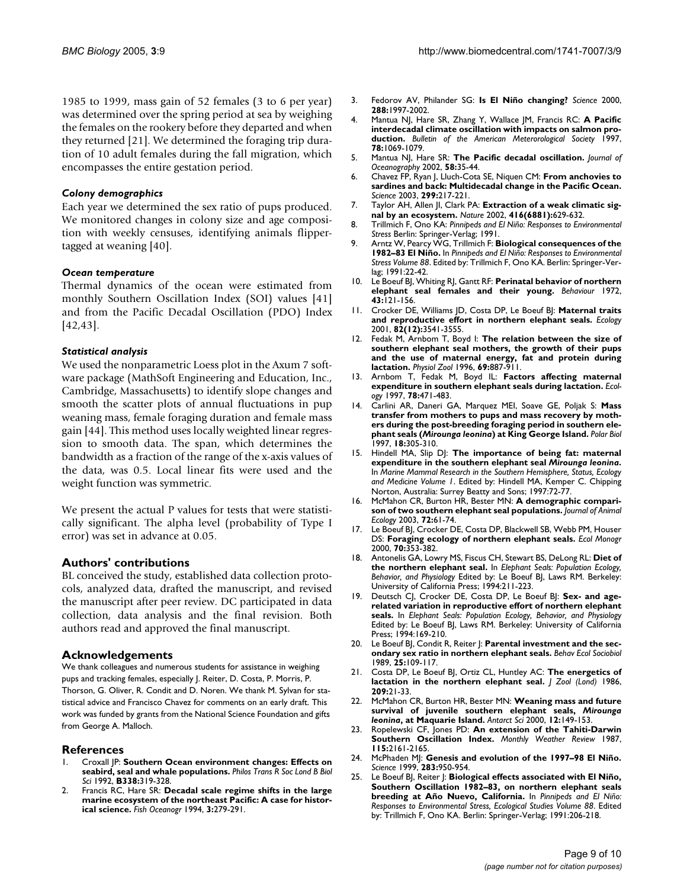1985 to 1999, mass gain of 52 females (3 to 6 per year) was determined over the spring period at sea by weighing the females on the rookery before they departed and when they returned [21]. We determined the foraging trip duration of 10 adult females during the fall migration, which encompasses the entire gestation period.

### *Colony demographics*

Each year we determined the sex ratio of pups produced. We monitored changes in colony size and age composition with weekly censuses, identifying animals flipper-tagged at weaning [40].

### *Ocean temperature*

Thermal dynamics of the ocean were estimated from monthly Southern Oscillation Index (SOI) values [41] and from the Pacific Decadal Oscillation (PDO) Index [42,43].

### *Statistical analysis*

We used the nonparametric Loess plot in the Axum 7 software package (MathSoft Engineering and Education, Inc., Cambridge, Massachusetts) to identify slope changes and smooth the scatter plots of annual fluctuations in pup weaning mass, female foraging duration and female mass gain [44]. This method uses locally weighted linear regression to smooth data. The span, which determines the bandwidth as a fraction of the range of the x-axis values of the data, was 0.5. Local linear fits were used and the weight function was symmetric.

We present the actual P values for tests that were statistically significant. The alpha level (probability of Type I error) was set in advance at 0.05.

## Authors' contributions

BL conceived the study, established data collection protocols, analyzed data, drafted the manuscript, and revised the manuscript after peer review. DC participated in data collection, data analysis and the final revision. Both authors read and approved the final manuscript.

## Acknowledgements

We thank colleagues and numerous students for assistance in weighing pups and tracking females, especially J. Reiter, D. Costa, P. Morris, P. Thorson, G. Oliver, R. Condit and D. Noren. We thank M. Sylvan for statistical advice and Francisco Chavez for comments on an early draft. This work was funded by grants from the National Science Foundation and gifts from George A. Malloch.

## References

1. Croxall JP: **Southern Ocean environment changes: Effects on seabird, seal and whale populations.** *Philos Trans R Soc Lond B Biol Sci* 1992, **B338:**319-328.
2. Francis RC, Hare SR: **Decadal scale regime shifts in the large marine ecosystem of the northeast Pacific: A case for historical science.** *Fish Oceanogr* 1994, **3:**279-291.
3. Fedorov AV, Philander SG: **Is El Niño changing?** *Science* 2000, **288:**1997-2002.
4. Mantua NJ, Hare SR, Zhang Y, Wallace JM, Francis RC: **A Pacific interdecadal climate oscillation with impacts on salmon production.** *Bulletin of the American Meterorological Society* 1997, **78:**1069-1079.
5. Mantua NJ, Hare SR: **The Pacific decadal oscillation.** *Journal of Oceanography* 2002, **58:**35-44.
6. Chavez FP, Ryan J, Lluch-Cota SE, Niquen CM: **From anchovies to sardines and back: Multidecadal change in the Pacific Ocean.** *Science* 2003, **299:**217-221.
7. Taylor AH, Allen JI, Clark PA: **Extraction of a weak climatic signal by an ecosystem.** *Nature* 2002, **416(6881):**629-632.
8. Trillmich F, Ono KA: *Pinnipeds and El Niño: Responses to Environmental Stress* Berlin: Springer-Verlag; 1991.
9. Arntz W, Pearcy WG, Trillmich F: **Biological consequences of the 1982–83 El Niño.** In *Pinnipeds and El Niño: Responses to Environmental Stress Volume 88*. Edited by: Trillmich F, Ono KA. Berlin: Springer-Verlag; 1991:22-42.
10. Le Boeuf BJ, Whiting RJ, Gantt RF: **Perinatal behavior of northern elephant seal females and their young.** *Behaviour* 1972, **43:**121-156.
11. Crocker DE, Williams JD, Costa DP, Le Boeuf BJ: **Maternal traits and reproductive effort in northern elephant seals.** *Ecology* 2001, **82(12):**3541-3555.
12. Fedak M, Arnbom T, Boyd I: **The relation between the size of southern elephant seal mothers, the growth of their pups and the use of maternal energy, fat and protein during lactation.** *Physiol Zool* 1996, **69:**887-911.
13. Arnbom T, Fedak M, Boyd IL: **Factors affecting maternal expenditure in southern elephant seals during lactation.** *Ecology* 1997, **78:**471-483.
14. Carlini AR, Daneri GA, Marquez MEI, Soave GE, Poljak S: **Mass transfer from mothers to pups and mass recovery by mothers during the post-breeding foraging period in southern elephant seals (*Mirounga leonina*) at King George Island.** *Polar Biol* 1997, **18:**305-310.
15. Hindell MA, Slip DJ: **The importance of being fat: maternal expenditure in the southern elephant seal *Mirounga leonina*.** In *Marine Mammal Research in the Southern Hemisphere, Status, Ecology and Medicine Volume 1*. Edited by: Hindell MA, Kemper C. Chipping Norton, Australia: Surrey Beatty and Sons; 1997:72-77.
16. McMahon CR, Burton HR, Bester MN: **A demographic comparison of two southern elephant seal populations.** *Journal of Animal Ecology* 2003, **72:**61-74.
17. Le Boeuf BJ, Crocker DE, Costa DP, Blackwell SB, Webb PM, Houser DS: **Foraging ecology of northern elephant seals.** *Ecol Monogr* 2000, **70:**353-382.
18. Antonelis GA, Lowry MS, Fiscus CH, Stewart BS, DeLong RL: **Diet of the northern elephant seal.** In *Elephant Seals: Population Ecology, Behavior, and Physiology* Edited by: Le Boeuf BJ, Laws RM. Berkeley: University of California Press; 1994:211-223.
19. Deutsch CJ, Crocker DE, Costa DP, Le Boeuf BJ: **Sex- and age-related variation in reproductive effort of northern elephant seals.** In *Elephant Seals: Population Ecology, Behavior, and Physiology* Edited by: Le Boeuf BJ, Laws RM. Berkeley: University of California Press; 1994:169-210.
20. Le Boeuf BJ, Condit R, Reiter J: **Parental investment and the secondary sex ratio in northern elephant seals.** *Behav Ecol Sociobiol* 1989, **25:**109-117.
21. Costa DP, Le Boeuf BJ, Ortiz CL, Huntley AC: **The energetics of lactation in the northern elephant seal.** *J Zool (Lond)* 1986, **209:**21-33.
22. McMahon CR, Burton HR, Bester MN: **Weaning mass and future survival of juvenile southern elephant seals, *Mirounga leonina*, at Maquarie Island.** *Antarct Sci* 2000, **12:**149-153.
23. Ropelewski CF, Jones PD: **An extension of the Tahiti-Darwin Southern Oscillation Index.** *Monthly Weather Review* 1987, **115:**2161-2165.
24. McPhaden MJ: **Genesis and evolution of the 1997–98 El Niño.** *Science* 1999, **283:**950-954.
25. Le Boeuf BJ, Reiter J: **Biological effects associated with El Niño, Southern Oscillation 1982–83, on northern elephant seals breeding at Año Nuevo, California.** In *Pinnipeds and El Niño: Responses to Environmental Stress, Ecological Studies Volume 88*. Edited by: Trillmich F, Ono KA. Berlin: Springer-Verlag; 1991:206-218.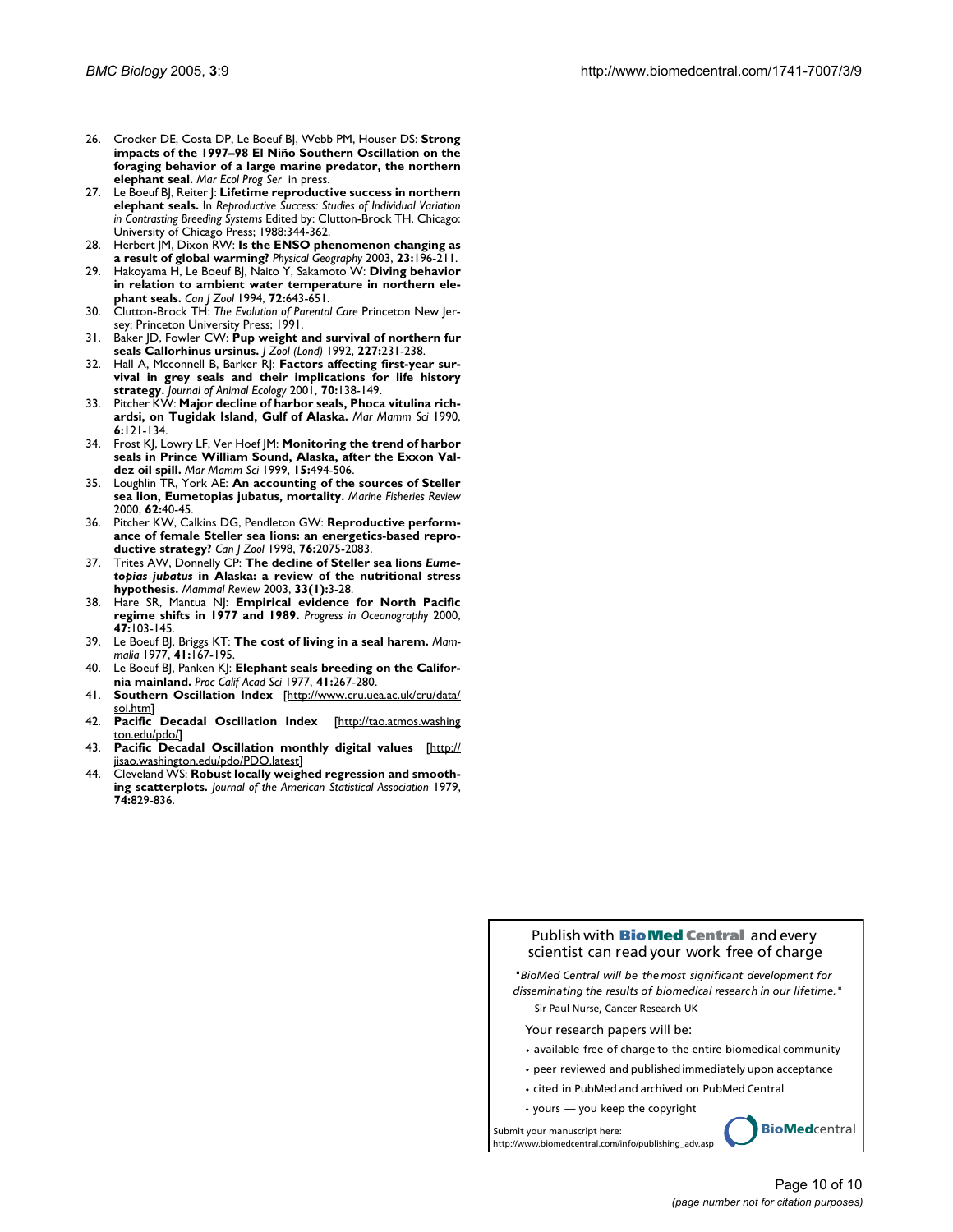26. Crocker DE, Costa DP, Le Boeuf BJ, Webb PM, Houser DS: **Strong impacts of the 1997–98 El Niño Southern Oscillation on the foraging behavior of a large marine predator, the northern elephant seal.** *Mar Ecol Prog Ser* in press.
27. Le Boeuf BJ, Reiter J: **Lifetime reproductive success in northern elephant seals.** In *Reproductive Success: Studies of Individual Variation in Contrasting Breeding Systems* Edited by: Clutton-Brock TH. Chicago: University of Chicago Press; 1988:344-362.
28. Herbert JM, Dixon RW: **Is the ENSO phenomenon changing as a result of global warming?** *Physical Geography* 2003, **23:**196-211.
29. Hakoyama H, Le Boeuf BJ, Naito Y, Sakamoto W: **Diving behavior in relation to ambient water temperature in northern elephant seals.** *Can J Zool* 1994, **72:**643-651.
30. Clutton-Brock TH: *The Evolution of Parental Care* Princeton New Jersey: Princeton University Press; 1991.
31. Baker JD, Fowler CW: **Pup weight and survival of northern fur seals Callorhinus ursinus.** *J Zool (Lond)* 1992, **227:**231-238.
32. Hall A, Mcconnell B, Barker RJ: **Factors affecting first-year survival in grey seals and their implications for life history strategy.** *Journal of Animal Ecology* 2001, **70:**138-149.
33. Pitcher KW: **Major decline of harbor seals, Phoca vitulina richardsi, on Tugidak Island, Gulf of Alaska.** *Mar Mamm Sci* 1990, **6:**121-134.
34. Frost KJ, Lowry LF, Ver Hoef JM: **Monitoring the trend of harbor seals in Prince William Sound, Alaska, after the Exxon Valdez oil spill.** *Mar Mamm Sci* 1999, **15:**494-506.
35. Loughlin TR, York AE: **An accounting of the sources of Steller sea lion, Eumetopias jubatus, mortality.** *Marine Fisheries Review* 2000, **62:**40-45.
36. Pitcher KW, Calkins DG, Pendleton GW: **Reproductive performance of female Steller sea lions: an energetics-based reproductive strategy?** *Can J Zool* 1998, **76:**2075-2083.
37. Trites AW, Donnelly CP: **The decline of Steller sea lions *Eumetopias jubatus* in Alaska: a review of the nutritional stress hypothesis.** *Mammal Review* 2003, **33(1):**3-28.
38. Hare SR, Mantua NJ: **Empirical evidence for North Pacific regime shifts in 1977 and 1989.** *Progress in Oceanography* 2000, **47:**103-145.
39. Le Boeuf BJ, Briggs KT: **The cost of living in a seal harem.** *Mammalia* 1977, **41:**167-195.
40. Le Boeuf BJ, Panken KJ: **Elephant seals breeding on the California mainland.** *Proc Calif Acad Sci* 1977, **41:**267-280.
41. **Southern Oscillation Index** [http://www.cru.uea.ac.uk/cru/data/soi.htm]
42. **Pacific Decadal Oscillation Index** [http://tao.atmos.washington.edu/pdo/]
43. **Pacific Decadal Oscillation monthly digital values** [http://jisao.washington.edu/pdo/PDO.latest]
44. Cleveland WS: **Robust locally weighed regression and smoothing scatterplots.** *Journal of the American Statistical Association* 1979, **74:**829-836.

Publish with **BioMed Central** and every scientist can read your work free of charge

*"BioMed Central will be the most significant development for disseminating the results of biomedical research in our lifetime."*

Sir Paul Nurse, Cancer Research UK

Your research papers will be:

- available free of charge to the entire biomedical community
- peer reviewed and published immediately upon acceptance
- cited in PubMed and archived on PubMed Central
- yours — you keep the copyright

Submit your manuscript here:
http://www.biomedcentral.com/info/publishing_adv.asp

BioMedcentral